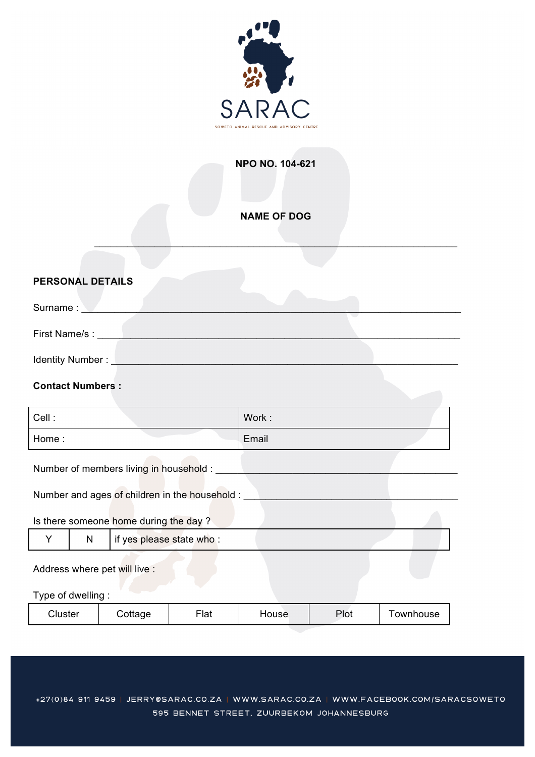# SARAC

SOWETO ANIMAL RESCUE AND ADVISORY CENTRE

**NPO NO. 104-621**

**NAME OF DOG**

______________________________________________________________

**PERSONAL DETAILS**

Surname : ______________________________________________________________

First Name/s : ______________________________________________________________

Identity Number : ______________________________________________________________

**Contact Numbers :**

| Cell : | Work : |
|---|---|
| Home : | Email |

Number of members living in household : ________________________________________

Number and ages of children in the household : ____________________________________

Is there someone home during the day ?

| Y | N | if yes please state who : |
|---|---|---|

Address where pet will live :

Type of dwelling :

| Cluster | Cottage | Flat | House | Plot | Townhouse |
|---|---|---|---|---|---|

+27(0)84 911 9459 | JERRY@SARAC.CO.ZA | WWW.SARAC.CO.ZA | WWW.FACEBOOK.COM/SARACSOWETO
595 BENNET STREET, ZUURBEKOM JOHANNESBURG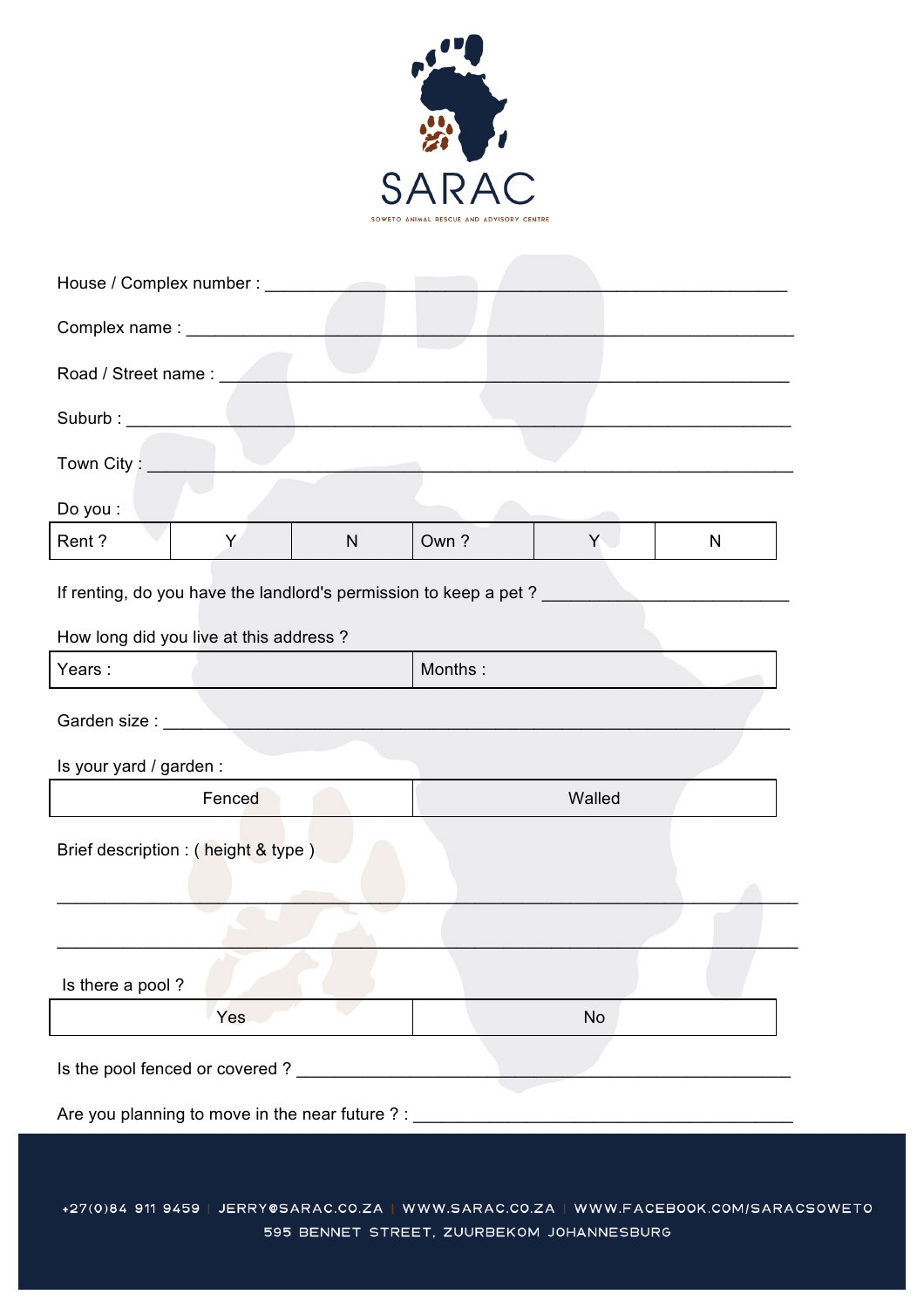SARAC

SOWETO ANIMAL RESCUE AND ADVISORY CENTRE

House / Complex number : ___________________________________________

Complex name : ___________________________________________

Road / Street name : ___________________________________________

Suburb : ___________________________________________

Town City : ___________________________________________

Do you :

| Rent ? | Y | N | Own ? | Y | N |
|---|---|---|---|---|---|

If renting, do you have the landlord's permission to keep a pet ? _________________________

How long did you live at this address ?

| Years : | Months : |
|---|---|

Garden size : ___________________________________________

Is your yard / garden :

| Fenced | Walled |
|---|---|

Brief description : ( height & type )

___________________________________________

___________________________________________

Is there a pool ?

| Yes | No |
|---|---|

Is the pool fenced or covered ? ___________________________________________

Are you planning to move in the near future ? : ___________________________________________

+27(0)84 911 9459 | JERRY@SARAC.CO.ZA | WWW.SARAC.CO.ZA | WWW.FACEBOOK.COM/SARACSOWETO
595 BENNET STREET, ZUURBEKOM JOHANNESBURG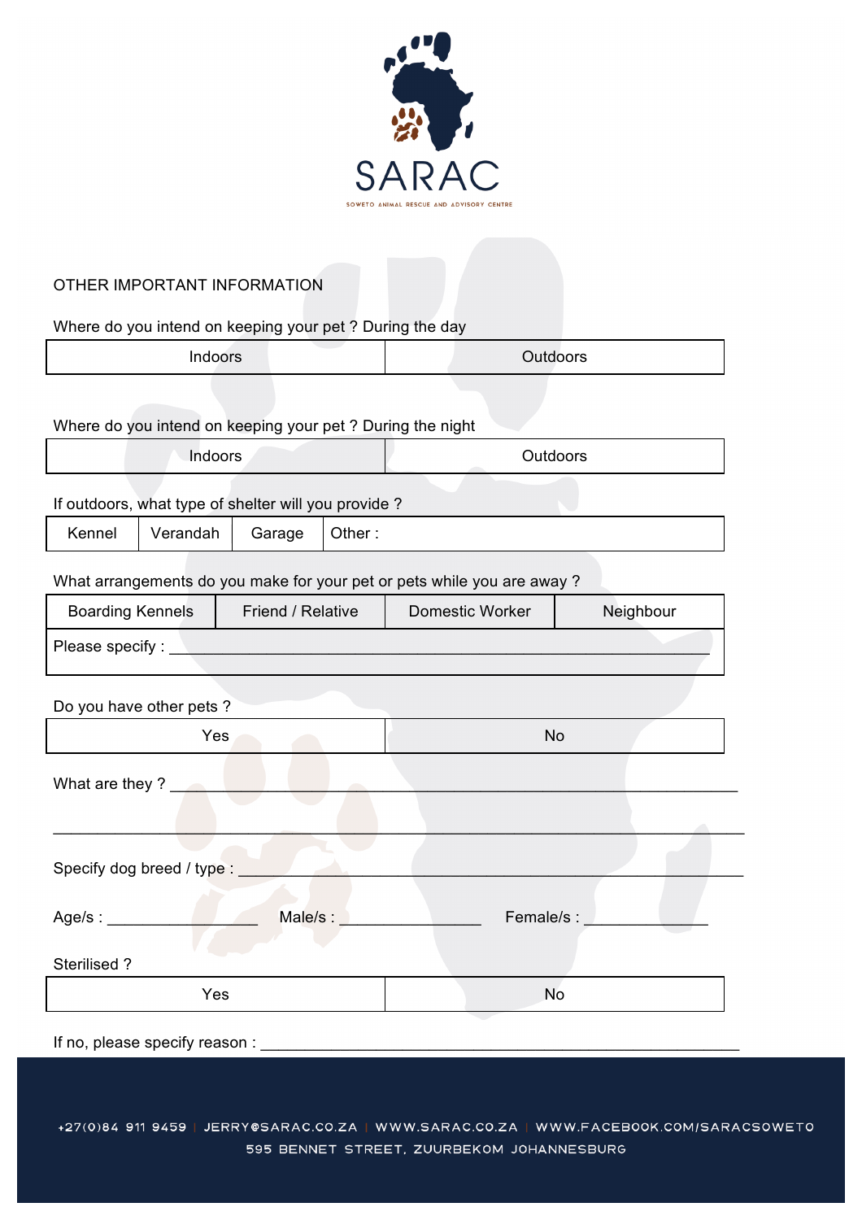SARAC

SOWETO ANIMAL RESCUE AND ADVISORY CENTRE

## OTHER IMPORTANT INFORMATION

Where do you intend on keeping your pet ? During the day

| Indoors | Outdoors |
|---|---|

Where do you intend on keeping your pet ? During the night

| Indoors | Outdoors |
|---|---|

If outdoors, what type of shelter will you provide ?

| Kennel | Verandah | Garage | Other : |
|---|---|---|---|

What arrangements do you make for your pet or pets while you are away ?

| Boarding Kennels | Friend / Relative | Domestic Worker | Neighbour |
|---|---|---|---|
| Please specify : ____________________________________________ | | | |

Do you have other pets ?

| Yes | No |
|---|---|

What are they ? ______________________________________________

______________________________________________________________

Specify dog breed / type : ______________________________________

Age/s : _______________ Male/s : _______________ Female/s : _______________

Sterilised ?

| Yes | No |
|---|---|

If no, please specify reason : ________________________________________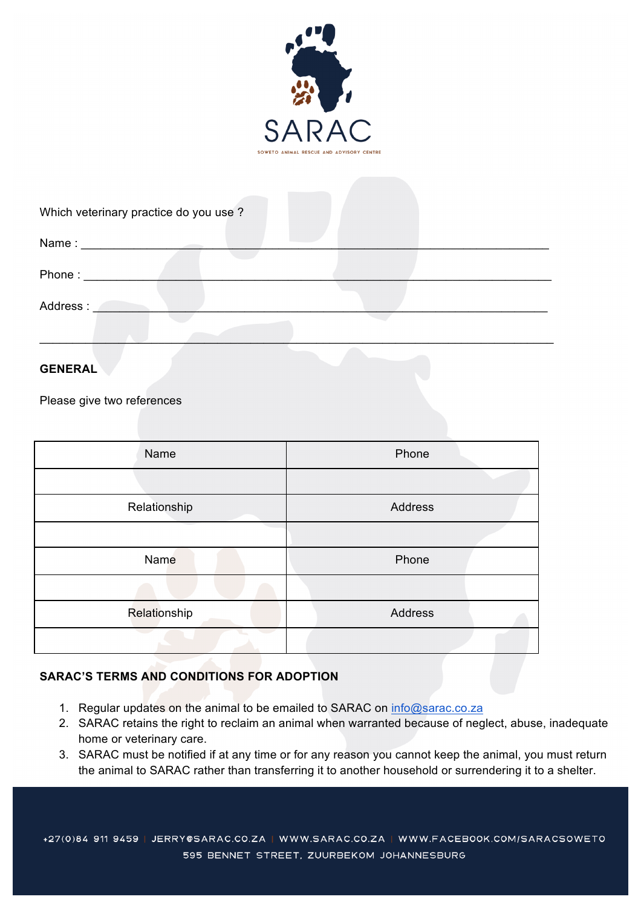Which veterinary practice do you use ?

Name : ___________________________________________________________________

Phone : ___________________________________________________________________

Address : _________________________________________________________________

__________________________________________________________________________

**GENERAL**

Please give two references

| Name | Phone |
|---|---|
| | |
| Relationship | Address |
| | |
| Name | Phone |
| | |
| Relationship | Address |
| | |

**SARAC'S TERMS AND CONDITIONS FOR ADOPTION**

1. Regular updates on the animal to be emailed to SARAC on info@sarac.co.za
2. SARAC retains the right to reclaim an animal when warranted because of neglect, abuse, inadequate home or veterinary care.
3. SARAC must be notified if at any time or for any reason you cannot keep the animal, you must return the animal to SARAC rather than transferring it to another household or surrendering it to a shelter.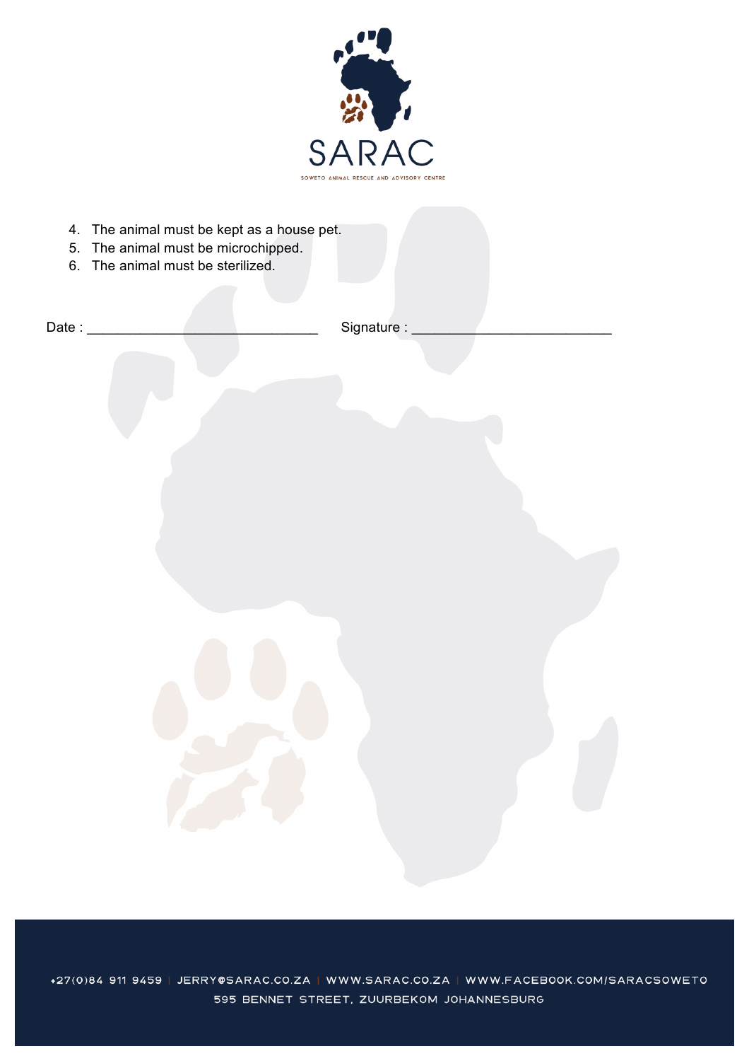4. The animal must be kept as a house pet.
5. The animal must be microchipped.
6. The animal must be sterilized.

Date : ______________________________ Signature : __________________________